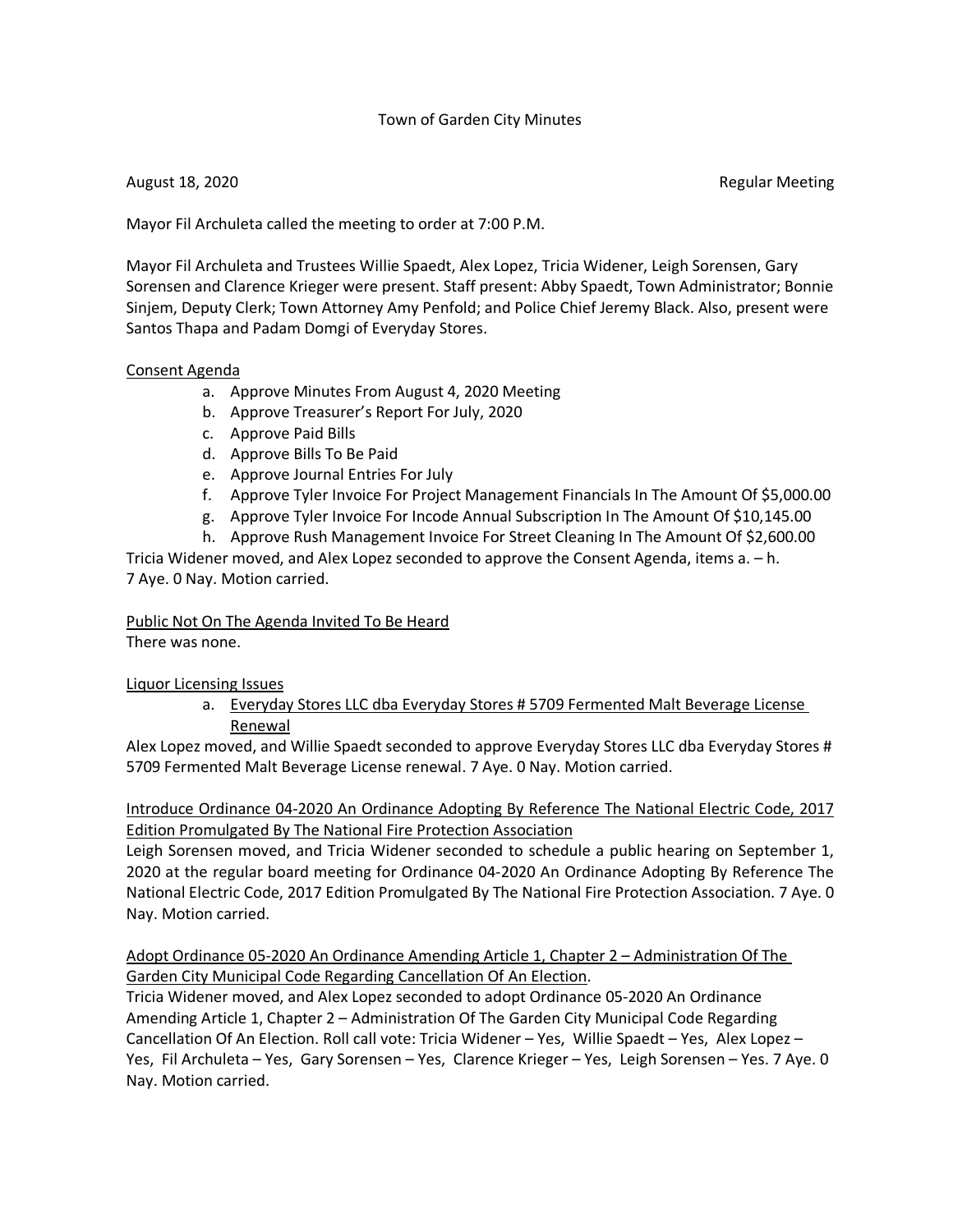# Town of Garden City Minutes

August 18, 2020 Regular Meeting

Mayor Fil Archuleta called the meeting to order at 7:00 P.M.

Mayor Fil Archuleta and Trustees Willie Spaedt, Alex Lopez, Tricia Widener, Leigh Sorensen, Gary Sorensen and Clarence Krieger were present. Staff present: Abby Spaedt, Town Administrator; Bonnie Sinjem, Deputy Clerk; Town Attorney Amy Penfold; and Police Chief Jeremy Black. Also, present were Santos Thapa and Padam Domgi of Everyday Stores.

<u>Consent Agenda</u>

a. Approve Minutes From August 4, 2020 Meeting
b. Approve Treasurer's Report For July, 2020
c. Approve Paid Bills
d. Approve Bills To Be Paid
e. Approve Journal Entries For July
f. Approve Tyler Invoice For Project Management Financials In The Amount Of $5,000.00
g. Approve Tyler Invoice For Incode Annual Subscription In The Amount Of $10,145.00
h. Approve Rush Management Invoice For Street Cleaning In The Amount Of $2,600.00

Tricia Widener moved, and Alex Lopez seconded to approve the Consent Agenda, items a. – h. 7 Aye. 0 Nay. Motion carried.

<u>Public Not On The Agenda Invited To Be Heard</u>

There was none.

<u>Liquor Licensing Issues</u>

a. <u>Everyday Stores LLC dba Everyday Stores # 5709 Fermented Malt Beverage License Renewal</u>

Alex Lopez moved, and Willie Spaedt seconded to approve Everyday Stores LLC dba Everyday Stores # 5709 Fermented Malt Beverage License renewal. 7 Aye. 0 Nay. Motion carried.

<u>Introduce Ordinance 04-2020 An Ordinance Adopting By Reference The National Electric Code, 2017 Edition Promulgated By The National Fire Protection Association</u>

Leigh Sorensen moved, and Tricia Widener seconded to schedule a public hearing on September 1, 2020 at the regular board meeting for Ordinance 04-2020 An Ordinance Adopting By Reference The National Electric Code, 2017 Edition Promulgated By The National Fire Protection Association. 7 Aye. 0 Nay. Motion carried.

<u>Adopt Ordinance 05-2020 An Ordinance Amending Article 1, Chapter 2 – Administration Of The Garden City Municipal Code Regarding Cancellation Of An Election</u>.

Tricia Widener moved, and Alex Lopez seconded to adopt Ordinance 05-2020 An Ordinance Amending Article 1, Chapter 2 – Administration Of The Garden City Municipal Code Regarding Cancellation Of An Election. Roll call vote: Tricia Widener – Yes, Willie Spaedt – Yes, Alex Lopez – Yes, Fil Archuleta – Yes, Gary Sorensen – Yes, Clarence Krieger – Yes, Leigh Sorensen – Yes. 7 Aye. 0 Nay. Motion carried.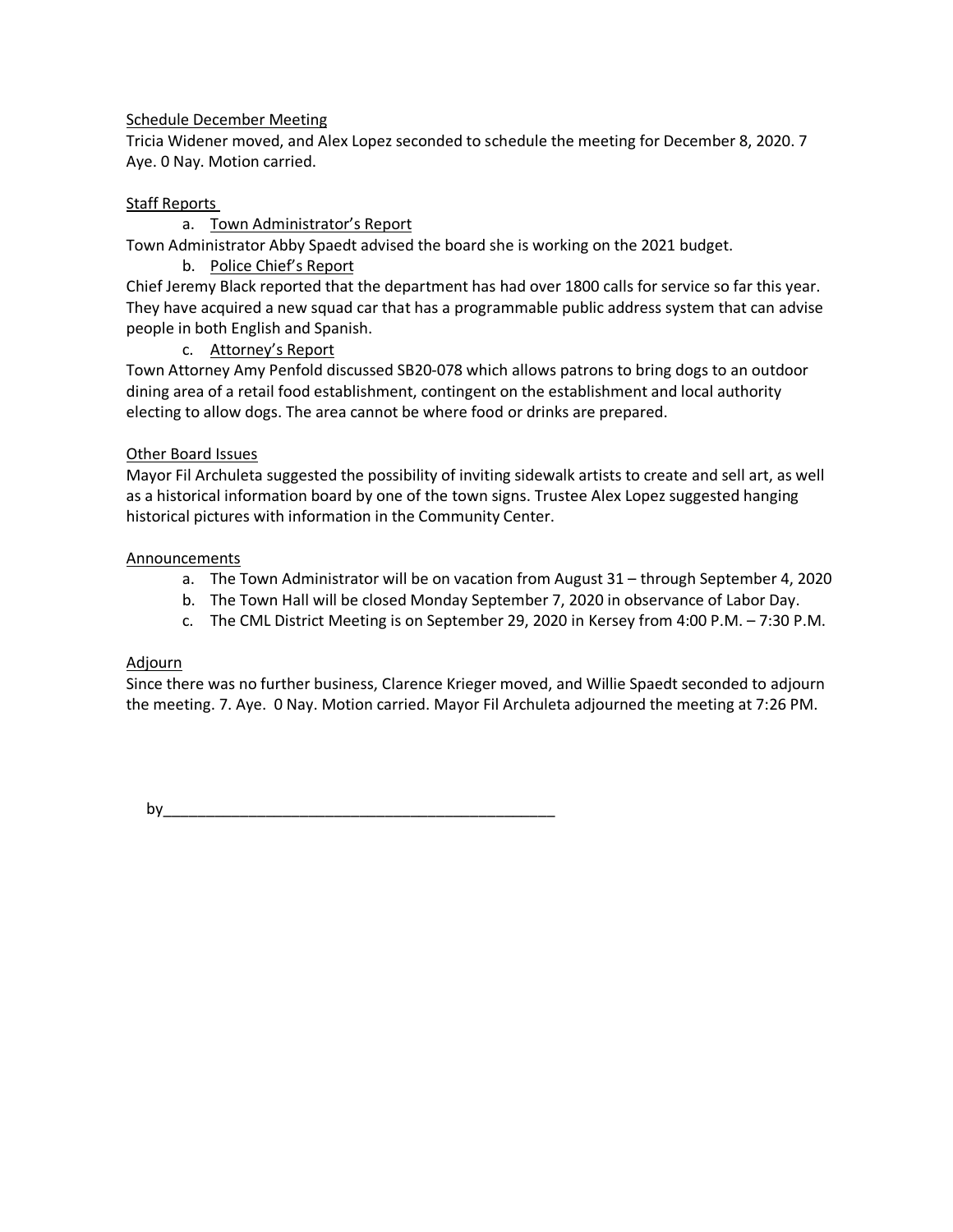Schedule December Meeting

Tricia Widener moved, and Alex Lopez seconded to schedule the meeting for December 8, 2020. 7 Aye. 0 Nay. Motion carried.

Staff Reports

a. Town Administrator's Report

Town Administrator Abby Spaedt advised the board she is working on the 2021 budget.

b. Police Chief's Report

Chief Jeremy Black reported that the department has had over 1800 calls for service so far this year. They have acquired a new squad car that has a programmable public address system that can advise people in both English and Spanish.

c. Attorney's Report

Town Attorney Amy Penfold discussed SB20-078 which allows patrons to bring dogs to an outdoor dining area of a retail food establishment, contingent on the establishment and local authority electing to allow dogs. The area cannot be where food or drinks are prepared.

Other Board Issues

Mayor Fil Archuleta suggested the possibility of inviting sidewalk artists to create and sell art, as well as a historical information board by one of the town signs. Trustee Alex Lopez suggested hanging historical pictures with information in the Community Center.

Announcements

a. The Town Administrator will be on vacation from August 31 – through September 4, 2020
b. The Town Hall will be closed Monday September 7, 2020 in observance of Labor Day.
c. The CML District Meeting is on September 29, 2020 in Kersey from 4:00 P.M. – 7:30 P.M.

Adjourn

Since there was no further business, Clarence Krieger moved, and Willie Spaedt seconded to adjourn the meeting. 7. Aye. 0 Nay. Motion carried. Mayor Fil Archuleta adjourned the meeting at 7:26 PM.

by_______________________________________________